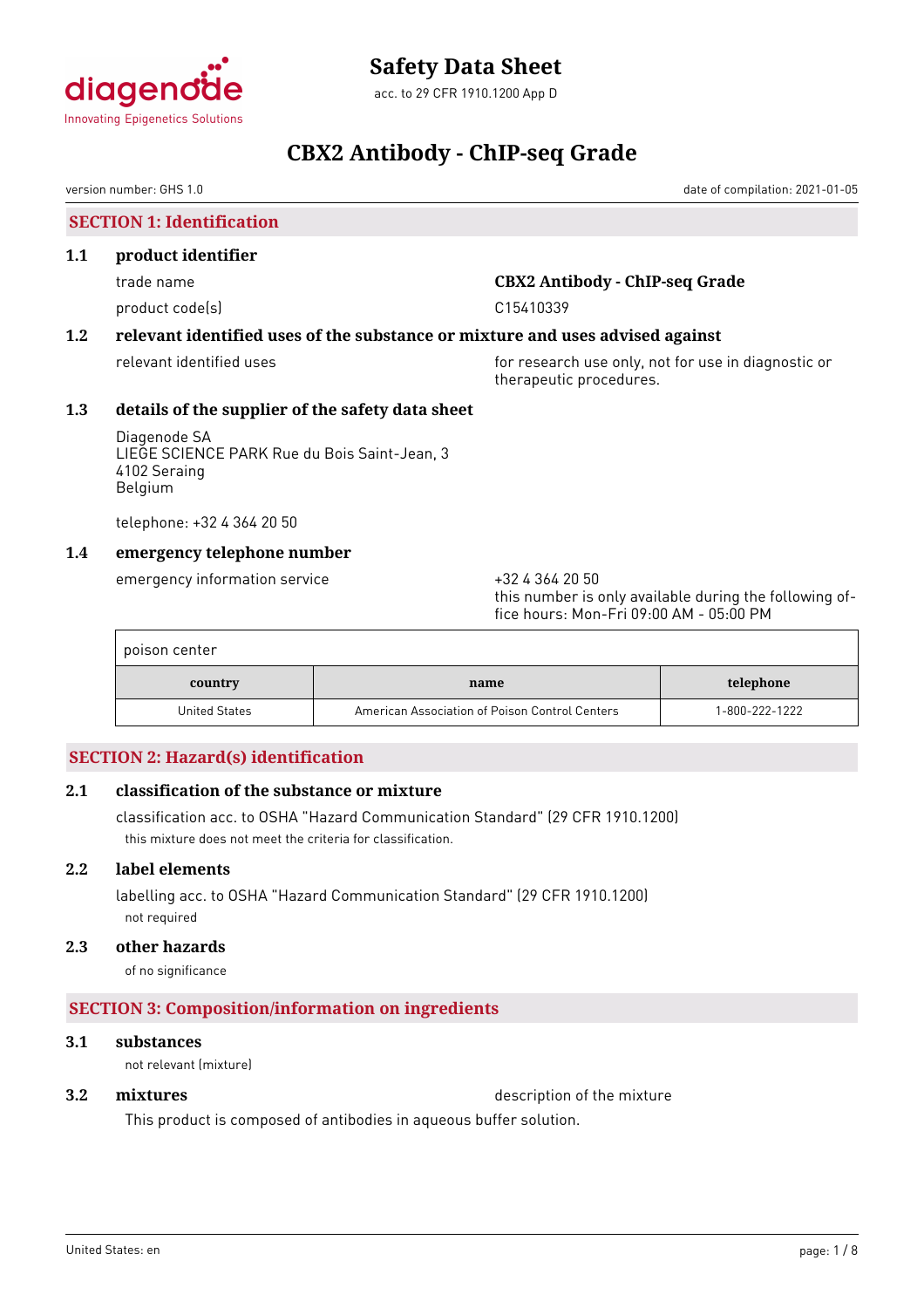# Safety Data Sheet

acc. to 29 CFR 1910.1200 App D

# CBX2 Antibody - ChIP-seq Grade

version number: GHS 1.0

date of compilation: 2021-01-05

## SECTION 1: Identification

### 1.1 product identifier

trade name: **CBX2 Antibody - ChIP-seq Grade**

product code(s): C15410339

### 1.2 relevant identified uses of the substance or mixture and uses advised against

relevant identified uses: for research use only, not for use in diagnostic or therapeutic procedures.

### 1.3 details of the supplier of the safety data sheet

Diagenode SA
LIEGE SCIENCE PARK Rue du Bois Saint-Jean, 3
4102 Seraing
Belgium

telephone: +32 4 364 20 50

### 1.4 emergency telephone number

emergency information service: +32 4 364 20 50
this number is only available during the following office hours: Mon-Fri 09:00 AM - 05:00 PM

poison center

| country | name | telephone |
|---|---|---|
| United States | American Association of Poison Control Centers | 1-800-222-1222 |

## SECTION 2: Hazard(s) identification

### 2.1 classification of the substance or mixture

classification acc. to OSHA "Hazard Communication Standard" (29 CFR 1910.1200)

this mixture does not meet the criteria for classification.

### 2.2 label elements

labelling acc. to OSHA "Hazard Communication Standard" (29 CFR 1910.1200)

not required

### 2.3 other hazards

of no significance

## SECTION 3: Composition/information on ingredients

### 3.1 substances

not relevant (mixture)

### 3.2 mixtures

description of the mixture

This product is composed of antibodies in aqueous buffer solution.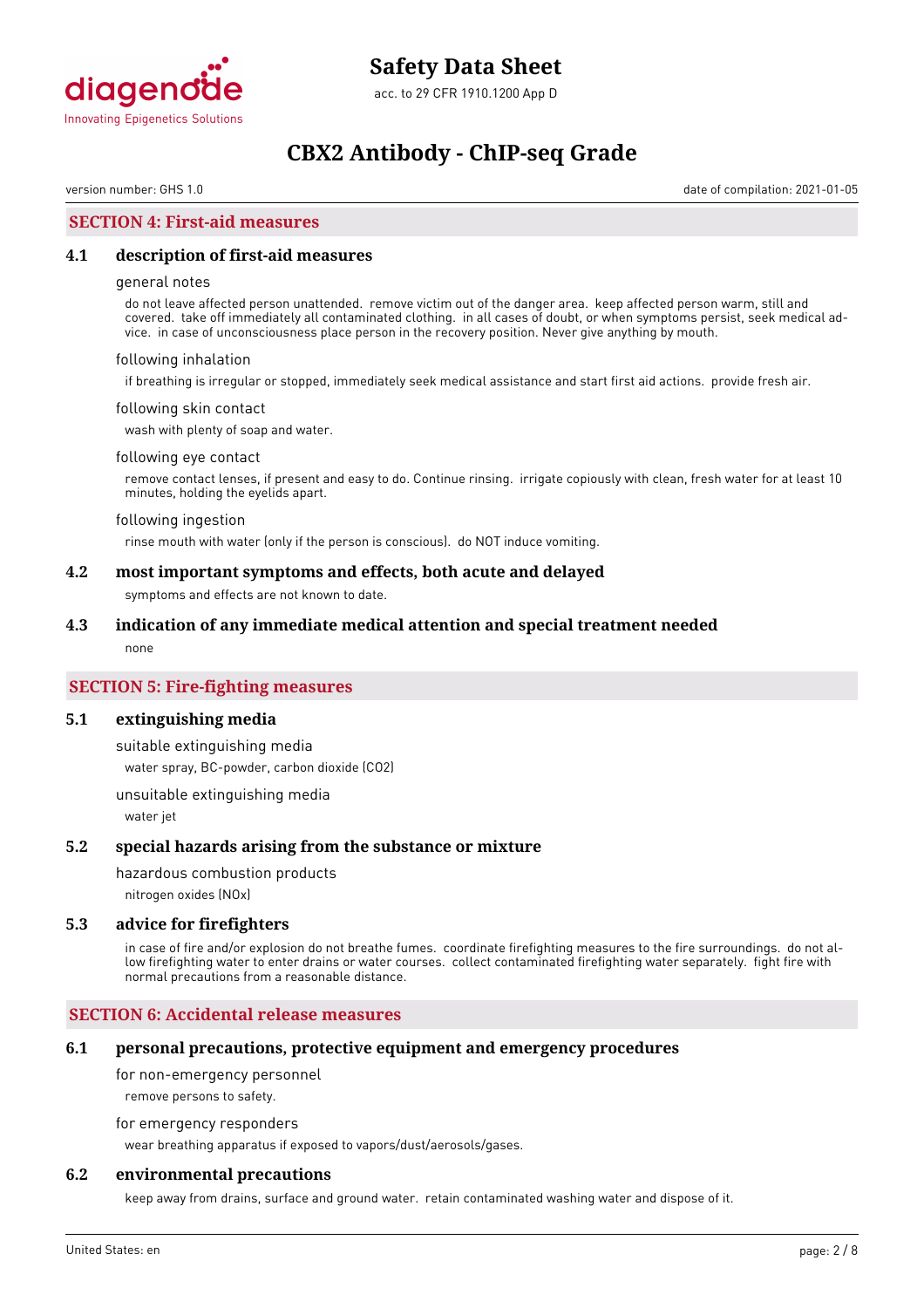## SECTION 4: First-aid measures

### 4.1 description of first-aid measures

general notes

do not leave affected person unattended. remove victim out of the danger area. keep affected person warm, still and covered. take off immediately all contaminated clothing. in all cases of doubt, or when symptoms persist, seek medical advice. in case of unconsciousness place person in the recovery position. Never give anything by mouth.

following inhalation

if breathing is irregular or stopped, immediately seek medical assistance and start first aid actions. provide fresh air.

following skin contact

wash with plenty of soap and water.

following eye contact

remove contact lenses, if present and easy to do. Continue rinsing. irrigate copiously with clean, fresh water for at least 10 minutes, holding the eyelids apart.

following ingestion

rinse mouth with water (only if the person is conscious). do NOT induce vomiting.

### 4.2 most important symptoms and effects, both acute and delayed

symptoms and effects are not known to date.

### 4.3 indication of any immediate medical attention and special treatment needed

none

## SECTION 5: Fire-fighting measures

### 5.1 extinguishing media

suitable extinguishing media

water spray, BC-powder, carbon dioxide ($CO_2$)

unsuitable extinguishing media

water jet

### 5.2 special hazards arising from the substance or mixture

hazardous combustion products

nitrogen oxides (NOx)

### 5.3 advice for firefighters

in case of fire and/or explosion do not breathe fumes. coordinate firefighting measures to the fire surroundings. do not allow firefighting water to enter drains or water courses. collect contaminated firefighting water separately. fight fire with normal precautions from a reasonable distance.

## SECTION 6: Accidental release measures

### 6.1 personal precautions, protective equipment and emergency procedures

for non-emergency personnel

remove persons to safety.

for emergency responders

wear breathing apparatus if exposed to vapors/dust/aerosols/gases.

### 6.2 environmental precautions

keep away from drains, surface and ground water. retain contaminated washing water and dispose of it.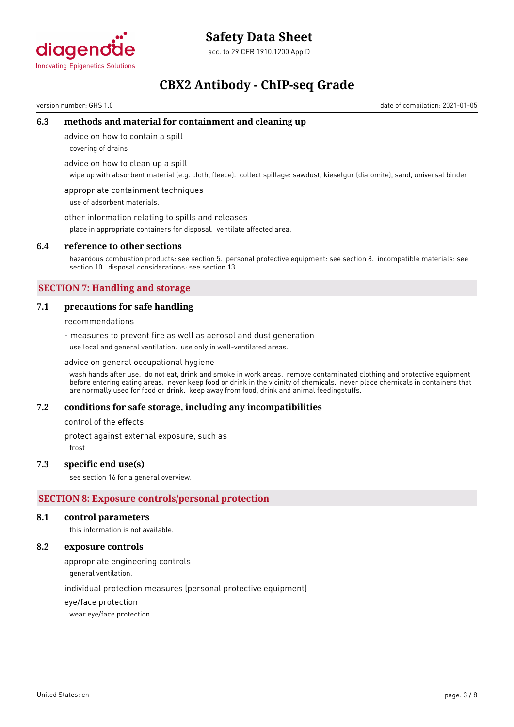### 6.3 methods and material for containment and cleaning up

advice on how to contain a spill

covering of drains

advice on how to clean up a spill

wipe up with absorbent material (e.g. cloth, fleece). collect spillage: sawdust, kieselgur (diatomite), sand, universal binder

appropriate containment techniques

use of adsorbent materials.

other information relating to spills and releases

place in appropriate containers for disposal. ventilate affected area.

### 6.4 reference to other sections

hazardous combustion products: see section 5. personal protective equipment: see section 8. incompatible materials: see section 10. disposal considerations: see section 13.

## SECTION 7: Handling and storage

### 7.1 precautions for safe handling

recommendations

- measures to prevent fire as well as aerosol and dust generation

use local and general ventilation. use only in well-ventilated areas.

advice on general occupational hygiene

wash hands after use. do not eat, drink and smoke in work areas. remove contaminated clothing and protective equipment before entering eating areas. never keep food or drink in the vicinity of chemicals. never place chemicals in containers that are normally used for food or drink. keep away from food, drink and animal feedingstuffs.

### 7.2 conditions for safe storage, including any incompatibilities

control of the effects

protect against external exposure, such as

frost

### 7.3 specific end use(s)

see section 16 for a general overview.

## SECTION 8: Exposure controls/personal protection

### 8.1 control parameters

this information is not available.

### 8.2 exposure controls

appropriate engineering controls

general ventilation.

individual protection measures (personal protective equipment)

eye/face protection

wear eye/face protection.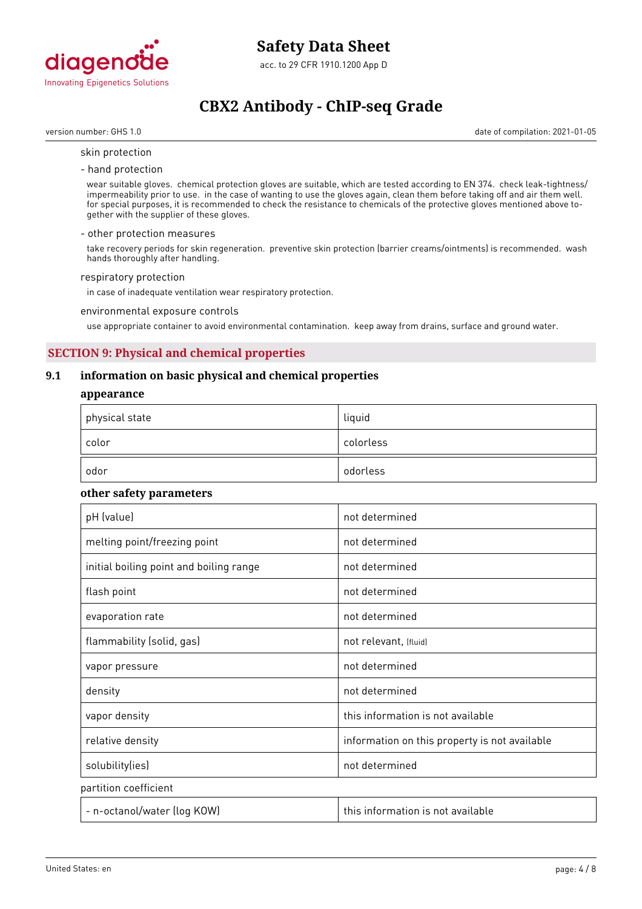skin protection

- hand protection

wear suitable gloves. chemical protection gloves are suitable, which are tested according to EN 374. check leak-tightness/ impermeability prior to use. in the case of wanting to use the gloves again, clean them before taking off and air them well. for special purposes, it is recommended to check the resistance to chemicals of the protective gloves mentioned above together with the supplier of these gloves.

- other protection measures

take recovery periods for skin regeneration. preventive skin protection (barrier creams/ointments) is recommended. wash hands thoroughly after handling.

respiratory protection

in case of inadequate ventilation wear respiratory protection.

environmental exposure controls

use appropriate container to avoid environmental contamination. keep away from drains, surface and ground water.

## SECTION 9: Physical and chemical properties

### 9.1 information on basic physical and chemical properties

**appearance**

| physical state | liquid |
|---|---|
| color | colorless |
| odor | odorless |

**other safety parameters**

| pH (value) | not determined |
|---|---|
| melting point/freezing point | not determined |
| initial boiling point and boiling range | not determined |
| flash point | not determined |
| evaporation rate | not determined |
| flammability (solid, gas) | not relevant, (fluid) |
| vapor pressure | not determined |
| density | not determined |
| vapor density | this information is not available |
| relative density | information on this property is not available |
| solubility(ies) | not determined |

partition coefficient

| - n-octanol/water (log KOW) | this information is not available |
|---|---|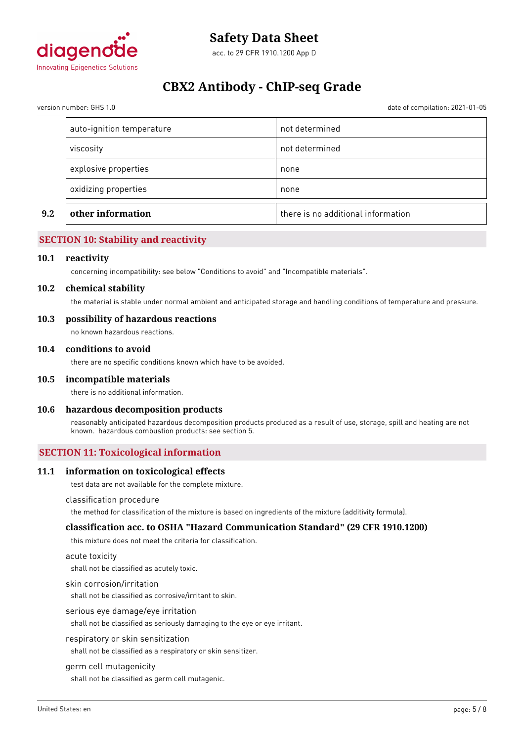| | |
|---|---|
| auto-ignition temperature | not determined |
| viscosity | not determined |
| explosive properties | none |
| oxidizing properties | none |

| | | |
|---|---|---|
| **9.2** | **other information** | there is no additional information |

## SECTION 10: Stability and reactivity

### 10.1 reactivity

concerning incompatibility: see below "Conditions to avoid" and "Incompatible materials".

### 10.2 chemical stability

the material is stable under normal ambient and anticipated storage and handling conditions of temperature and pressure.

### 10.3 possibility of hazardous reactions

no known hazardous reactions.

### 10.4 conditions to avoid

there are no specific conditions known which have to be avoided.

### 10.5 incompatible materials

there is no additional information.

### 10.6 hazardous decomposition products

reasonably anticipated hazardous decomposition products produced as a result of use, storage, spill and heating are not known. hazardous combustion products: see section 5.

## SECTION 11: Toxicological information

### 11.1 information on toxicological effects

test data are not available for the complete mixture.

classification procedure

the method for classification of the mixture is based on ingredients of the mixture (additivity formula).

### classification acc. to OSHA "Hazard Communication Standard" (29 CFR 1910.1200)

this mixture does not meet the criteria for classification.

acute toxicity

shall not be classified as acutely toxic.

skin corrosion/irritation

shall not be classified as corrosive/irritant to skin.

serious eye damage/eye irritation

shall not be classified as seriously damaging to the eye or eye irritant.

respiratory or skin sensitization

shall not be classified as a respiratory or skin sensitizer.

germ cell mutagenicity

shall not be classified as germ cell mutagenic.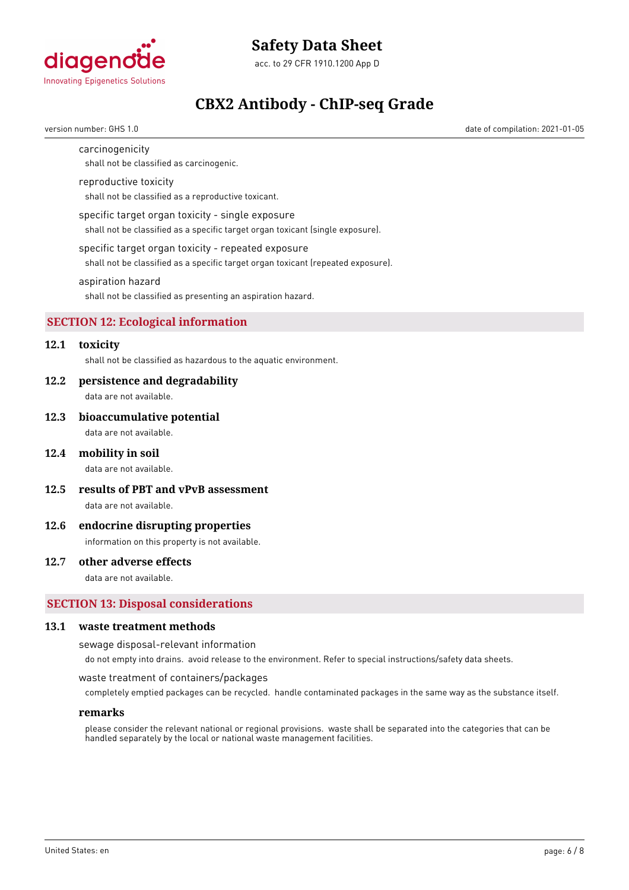carcinogenicity

shall not be classified as carcinogenic.

reproductive toxicity

shall not be classified as a reproductive toxicant.

specific target organ toxicity - single exposure

shall not be classified as a specific target organ toxicant (single exposure).

specific target organ toxicity - repeated exposure

shall not be classified as a specific target organ toxicant (repeated exposure).

aspiration hazard

shall not be classified as presenting an aspiration hazard.

## SECTION 12: Ecological information

### 12.1 toxicity

shall not be classified as hazardous to the aquatic environment.

### 12.2 persistence and degradability

data are not available.

### 12.3 bioaccumulative potential

data are not available.

### 12.4 mobility in soil

data are not available.

### 12.5 results of PBT and vPvB assessment

data are not available.

### 12.6 endocrine disrupting properties

information on this property is not available.

### 12.7 other adverse effects

data are not available.

## SECTION 13: Disposal considerations

### 13.1 waste treatment methods

sewage disposal-relevant information

do not empty into drains. avoid release to the environment. Refer to special instructions/safety data sheets.

waste treatment of containers/packages

completely emptied packages can be recycled. handle contaminated packages in the same way as the substance itself.

**remarks**

please consider the relevant national or regional provisions. waste shall be separated into the categories that can be handled separately by the local or national waste management facilities.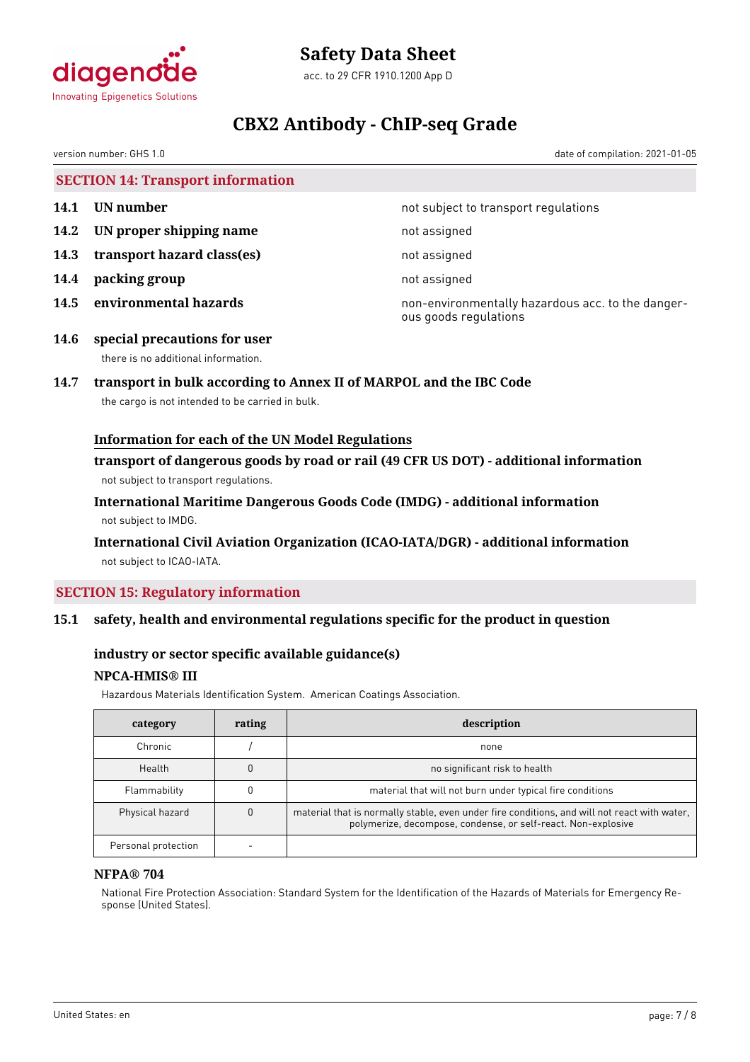## SECTION 14: Transport information

**14.1 UN number** — not subject to transport regulations

**14.2 UN proper shipping name** — not assigned

**14.3 transport hazard class(es)** — not assigned

**14.4 packing group** — not assigned

**14.5 environmental hazards** — non-environmentally hazardous acc. to the dangerous goods regulations

**14.6 special precautions for user**

there is no additional information.

**14.7 transport in bulk according to Annex II of MARPOL and the IBC Code**

the cargo is not intended to be carried in bulk.

### Information for each of the UN Model Regulations

**transport of dangerous goods by road or rail (49 CFR US DOT) - additional information**

not subject to transport regulations.

**International Maritime Dangerous Goods Code (IMDG) - additional information**

not subject to IMDG.

**International Civil Aviation Organization (ICAO-IATA/DGR) - additional information**

not subject to ICAO-IATA.

## SECTION 15: Regulatory information

**15.1 safety, health and environmental regulations specific for the product in question**

**industry or sector specific available guidance(s)**

**NPCA-HMIS® III**

Hazardous Materials Identification System. American Coatings Association.

| category | rating | description |
|---|---|---|
| Chronic | / | none |
| Health | 0 | no significant risk to health |
| Flammability | 0 | material that will not burn under typical fire conditions |
| Physical hazard | 0 | material that is normally stable, even under fire conditions, and will not react with water, polymerize, decompose, condense, or self-react. Non-explosive |
| Personal protection | - | |

**NFPA® 704**

National Fire Protection Association: Standard System for the Identification of the Hazards of Materials for Emergency Response (United States).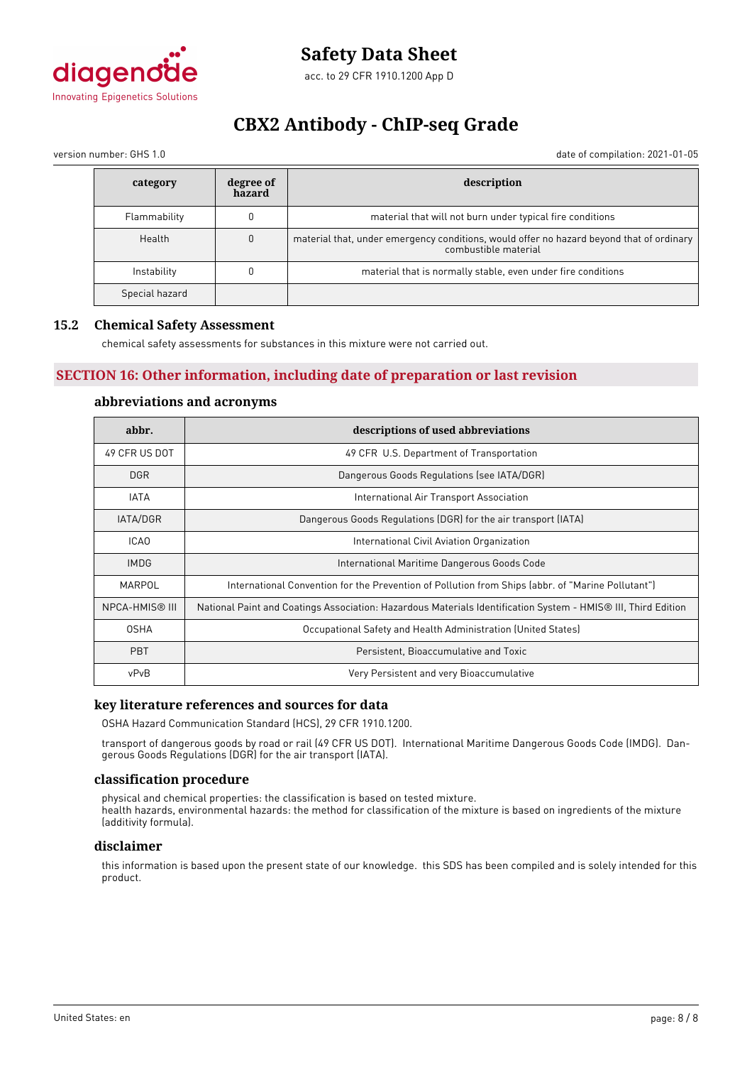| category | degree of hazard | description |
|---|---|---|
| Flammability | 0 | material that will not burn under typical fire conditions |
| Health | 0 | material that, under emergency conditions, would offer no hazard beyond that of ordinary combustible material |
| Instability | 0 | material that is normally stable, even under fire conditions |
| Special hazard | | |

## 15.2 Chemical Safety Assessment

chemical safety assessments for substances in this mixture were not carried out.

## SECTION 16: Other information, including date of preparation or last revision

### abbreviations and acronyms

| abbr. | descriptions of used abbreviations |
|---|---|
| 49 CFR US DOT | 49 CFR U.S. Department of Transportation |
| DGR | Dangerous Goods Regulations (see IATA/DGR) |
| IATA | International Air Transport Association |
| IATA/DGR | Dangerous Goods Regulations (DGR) for the air transport (IATA) |
| ICAO | International Civil Aviation Organization |
| IMDG | International Maritime Dangerous Goods Code |
| MARPOL | International Convention for the Prevention of Pollution from Ships (abbr. of "Marine Pollutant") |
| NPCA-HMIS® III | National Paint and Coatings Association: Hazardous Materials Identification System - HMIS® III, Third Edition |
| OSHA | Occupational Safety and Health Administration (United States) |
| PBT | Persistent, Bioaccumulative and Toxic |
| vPvB | Very Persistent and very Bioaccumulative |

### key literature references and sources for data

OSHA Hazard Communication Standard (HCS), 29 CFR 1910.1200.

transport of dangerous goods by road or rail (49 CFR US DOT). International Maritime Dangerous Goods Code (IMDG). Dangerous Goods Regulations (DGR) for the air transport (IATA).

### classification procedure

physical and chemical properties: the classification is based on tested mixture.
health hazards, environmental hazards: the method for classification of the mixture is based on ingredients of the mixture (additivity formula).

### disclaimer

this information is based upon the present state of our knowledge. this SDS has been compiled and is solely intended for this product.